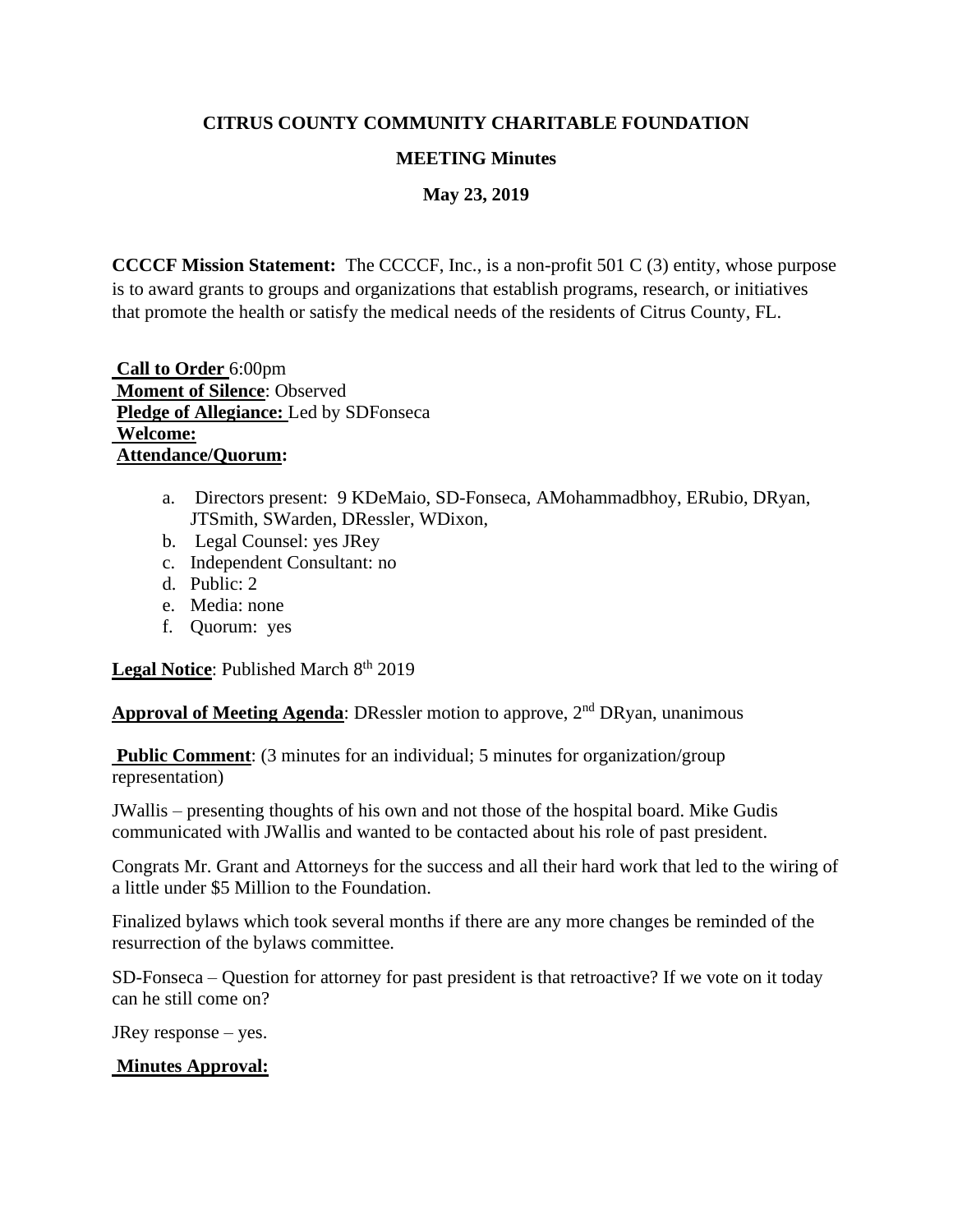# CITRUS COUNTY COMMUNITY CHARITABLE FOUNDATION

## MEETING Minutes

### May 23, 2019

**CCCCF Mission Statement:** The CCCCF, Inc., is a non-profit 501 C (3) entity, whose purpose is to award grants to groups and organizations that establish programs, research, or initiatives that promote the health or satisfy the medical needs of the residents of Citrus County, FL.

**Call to Order** 6:00pm
**Moment of Silence**: Observed
**Pledge of Allegiance:** Led by SDFonseca
**Welcome:**
**Attendance/Quorum:**

a. Directors present: 9 KDeMaio, SD-Fonseca, AMohammadbhoy, ERubio, DRyan, JTSmith, SWarden, DRessler, WDixon,
b. Legal Counsel: yes JRey
c. Independent Consultant: no
d. Public: 2
e. Media: none
f. Quorum: yes

**Legal Notice**: Published March 8th 2019

**Approval of Meeting Agenda**: DRessler motion to approve, 2nd DRyan, unanimous

**Public Comment**: (3 minutes for an individual; 5 minutes for organization/group representation)

JWallis – presenting thoughts of his own and not those of the hospital board. Mike Gudis communicated with JWallis and wanted to be contacted about his role of past president.

Congrats Mr. Grant and Attorneys for the success and all their hard work that led to the wiring of a little under $5 Million to the Foundation.

Finalized bylaws which took several months if there are any more changes be reminded of the resurrection of the bylaws committee.

SD-Fonseca – Question for attorney for past president is that retroactive? If we vote on it today can he still come on?

JRey response – yes.

**Minutes Approval:**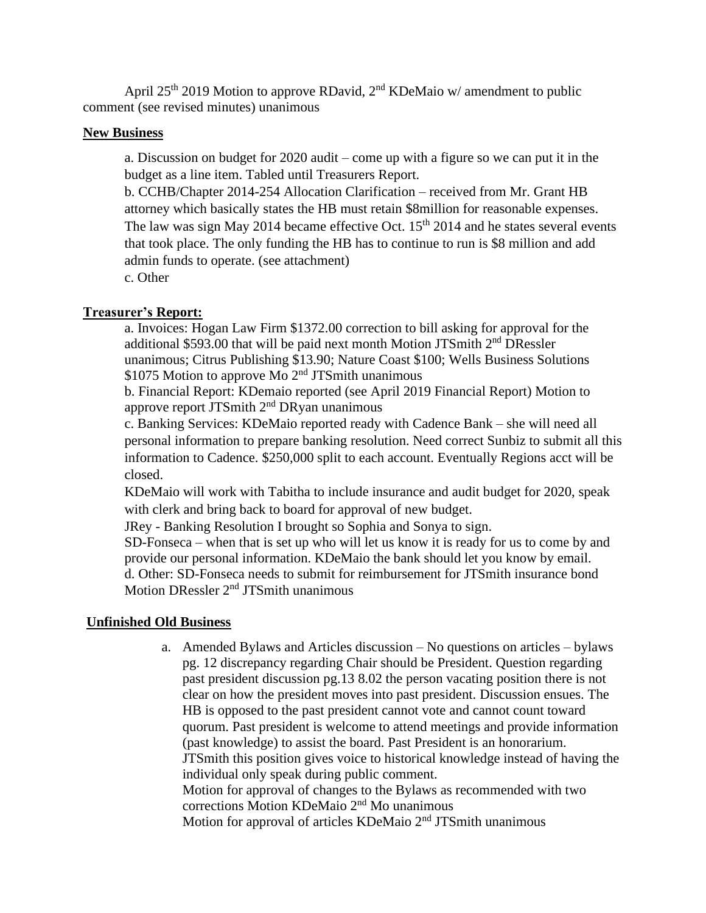April 25th 2019 Motion to approve RDavid, 2nd KDeMaio w/ amendment to public comment (see revised minutes) unanimous

**New Business**

a. Discussion on budget for 2020 audit – come up with a figure so we can put it in the budget as a line item. Tabled until Treasurers Report.
b. CCHB/Chapter 2014-254 Allocation Clarification – received from Mr. Grant HB attorney which basically states the HB must retain $8million for reasonable expenses. The law was sign May 2014 became effective Oct. 15th 2014 and he states several events that took place. The only funding the HB has to continue to run is $8 million and add admin funds to operate. (see attachment)
c. Other

**Treasurer's Report:**

a. Invoices: Hogan Law Firm $1372.00 correction to bill asking for approval for the additional $593.00 that will be paid next month Motion JTSmith 2nd DRessler unanimous; Citrus Publishing $13.90; Nature Coast $100; Wells Business Solutions $1075 Motion to approve Mo 2nd JTSmith unanimous
b. Financial Report: KDemaio reported (see April 2019 Financial Report) Motion to approve report JTSmith 2nd DRyan unanimous
c. Banking Services: KDeMaio reported ready with Cadence Bank – she will need all personal information to prepare banking resolution. Need correct Sunbiz to submit all this information to Cadence. $250,000 split to each account. Eventually Regions acct will be closed.
KDeMaio will work with Tabitha to include insurance and audit budget for 2020, speak with clerk and bring back to board for approval of new budget.
JRey - Banking Resolution I brought so Sophia and Sonya to sign.
SD-Fonseca – when that is set up who will let us know it is ready for us to come by and provide our personal information. KDeMaio the bank should let you know by email.
d. Other: SD-Fonseca needs to submit for reimbursement for JTSmith insurance bond Motion DRessler 2nd JTSmith unanimous

**Unfinished Old Business**

a. Amended Bylaws and Articles discussion – No questions on articles – bylaws pg. 12 discrepancy regarding Chair should be President. Question regarding past president discussion pg.13 8.02 the person vacating position there is not clear on how the president moves into past president. Discussion ensues. The HB is opposed to the past president cannot vote and cannot count toward quorum. Past president is welcome to attend meetings and provide information (past knowledge) to assist the board. Past President is an honorarium.
JTSmith this position gives voice to historical knowledge instead of having the individual only speak during public comment.
Motion for approval of changes to the Bylaws as recommended with two corrections Motion KDeMaio 2nd Mo unanimous
Motion for approval of articles KDeMaio 2nd JTSmith unanimous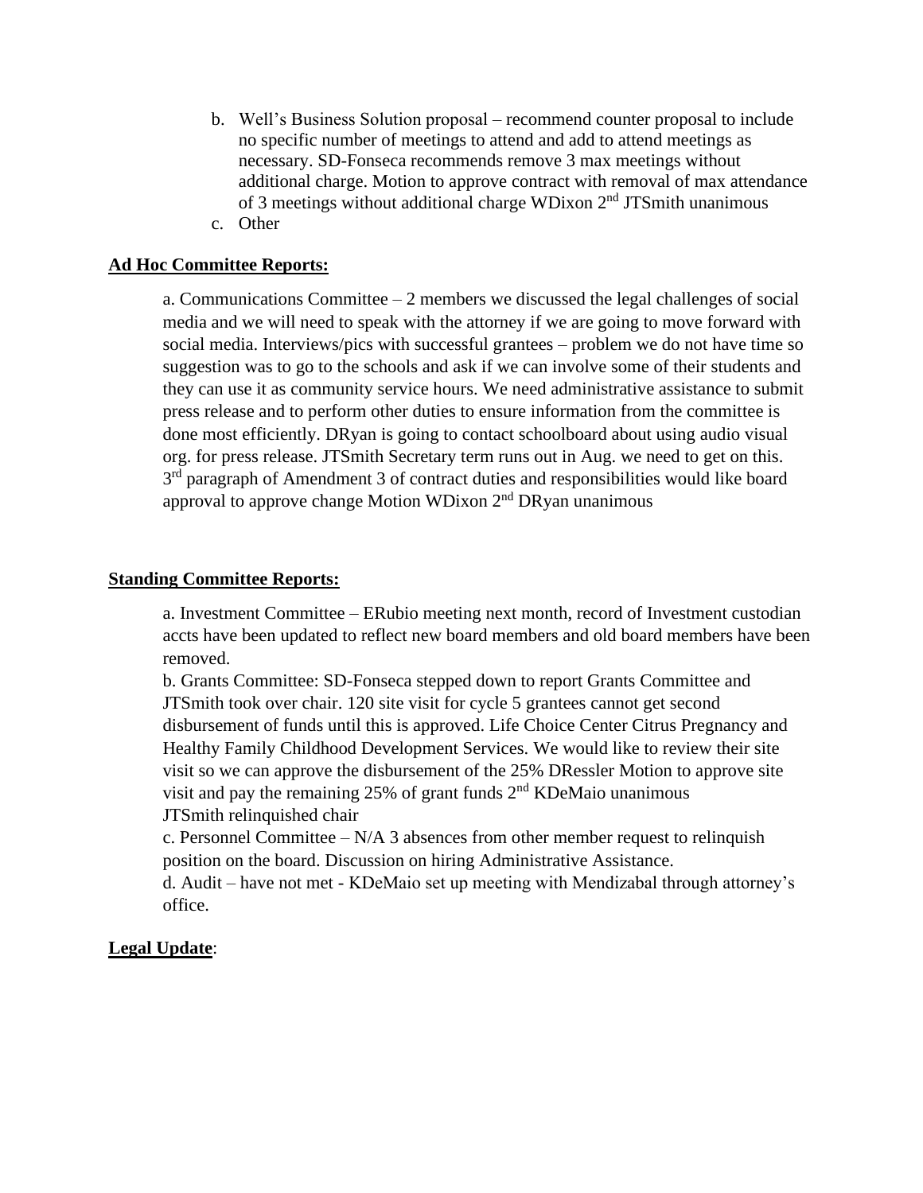b. Well's Business Solution proposal – recommend counter proposal to include no specific number of meetings to attend and add to attend meetings as necessary. SD-Fonseca recommends remove 3 max meetings without additional charge. Motion to approve contract with removal of max attendance of 3 meetings without additional charge WDixon 2nd JTSmith unanimous

c. Other

**Ad Hoc Committee Reports:**

a. Communications Committee – 2 members we discussed the legal challenges of social media and we will need to speak with the attorney if we are going to move forward with social media. Interviews/pics with successful grantees – problem we do not have time so suggestion was to go to the schools and ask if we can involve some of their students and they can use it as community service hours. We need administrative assistance to submit press release and to perform other duties to ensure information from the committee is done most efficiently. DRyan is going to contact schoolboard about using audio visual org. for press release. JTSmith Secretary term runs out in Aug. we need to get on this. 3rd paragraph of Amendment 3 of contract duties and responsibilities would like board approval to approve change Motion WDixon 2nd DRyan unanimous

**Standing Committee Reports:**

a. Investment Committee – ERubio meeting next month, record of Investment custodian accts have been updated to reflect new board members and old board members have been removed.

b. Grants Committee: SD-Fonseca stepped down to report Grants Committee and JTSmith took over chair. 120 site visit for cycle 5 grantees cannot get second disbursement of funds until this is approved. Life Choice Center Citrus Pregnancy and Healthy Family Childhood Development Services. We would like to review their site visit so we can approve the disbursement of the 25% DRessler Motion to approve site visit and pay the remaining 25% of grant funds 2nd KDeMaio unanimous JTSmith relinquished chair

c. Personnel Committee – N/A 3 absences from other member request to relinquish position on the board. Discussion on hiring Administrative Assistance.

d. Audit – have not met - KDeMaio set up meeting with Mendizabal through attorney's office.

**Legal Update**: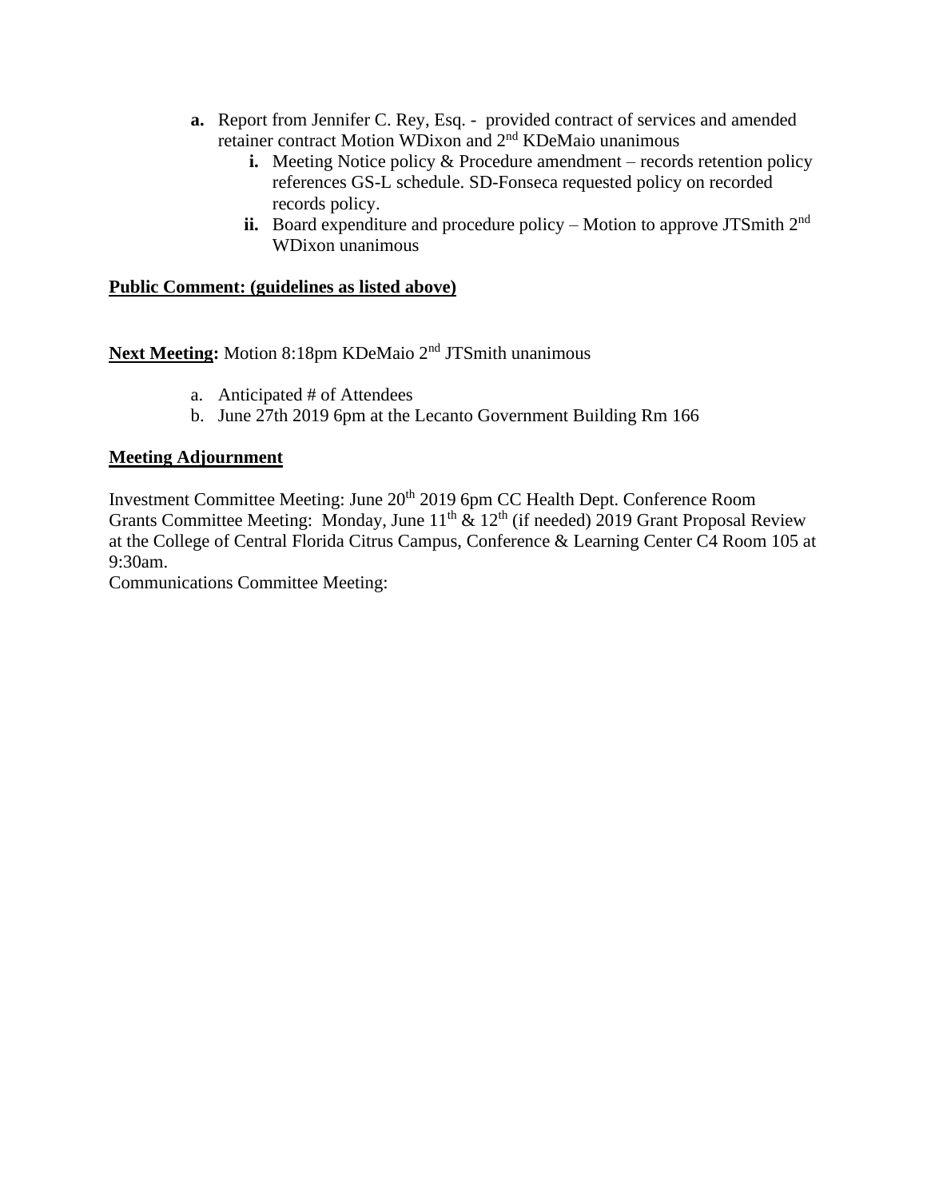- **a.** Report from Jennifer C. Rey, Esq. - provided contract of services and amended retainer contract Motion WDixon and 2nd KDeMaio unanimous
  - **i.** Meeting Notice policy & Procedure amendment – records retention policy references GS-L schedule. SD-Fonseca requested policy on recorded records policy.
  - **ii.** Board expenditure and procedure policy – Motion to approve JTSmith 2nd WDixon unanimous

**<u>Public Comment: (guidelines as listed above)</u>**

**<u>Next Meeting</u>:** Motion 8:18pm KDeMaio 2nd JTSmith unanimous

a. Anticipated # of Attendees
b. June 27th 2019 6pm at the Lecanto Government Building Rm 166

**<u>Meeting Adjournment</u>**

Investment Committee Meeting: June 20th 2019 6pm CC Health Dept. Conference Room
Grants Committee Meeting: Monday, June 11th & 12th (if needed) 2019 Grant Proposal Review at the College of Central Florida Citrus Campus, Conference & Learning Center C4 Room 105 at 9:30am.
Communications Committee Meeting: